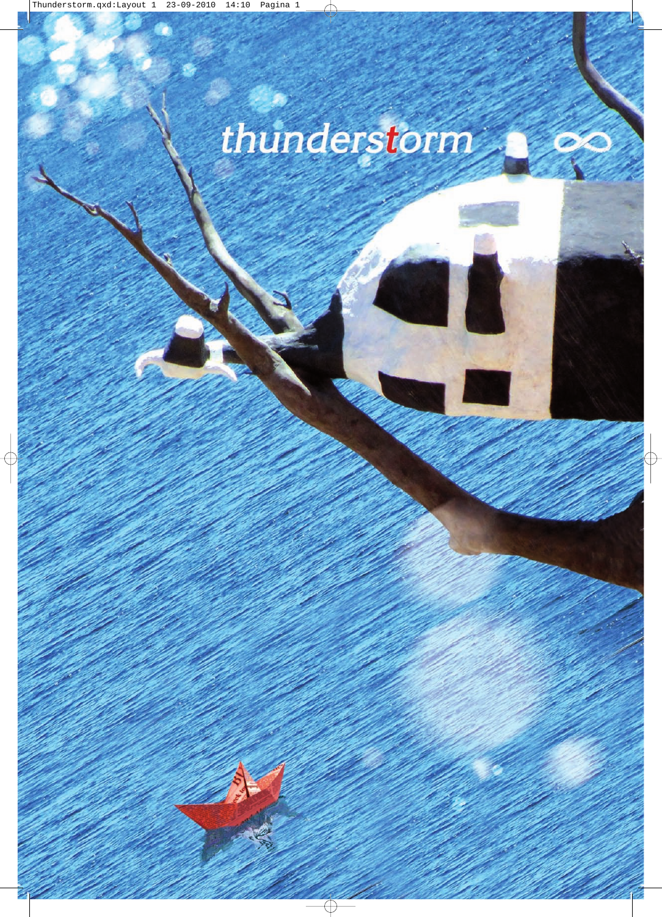# thunderstorm ∞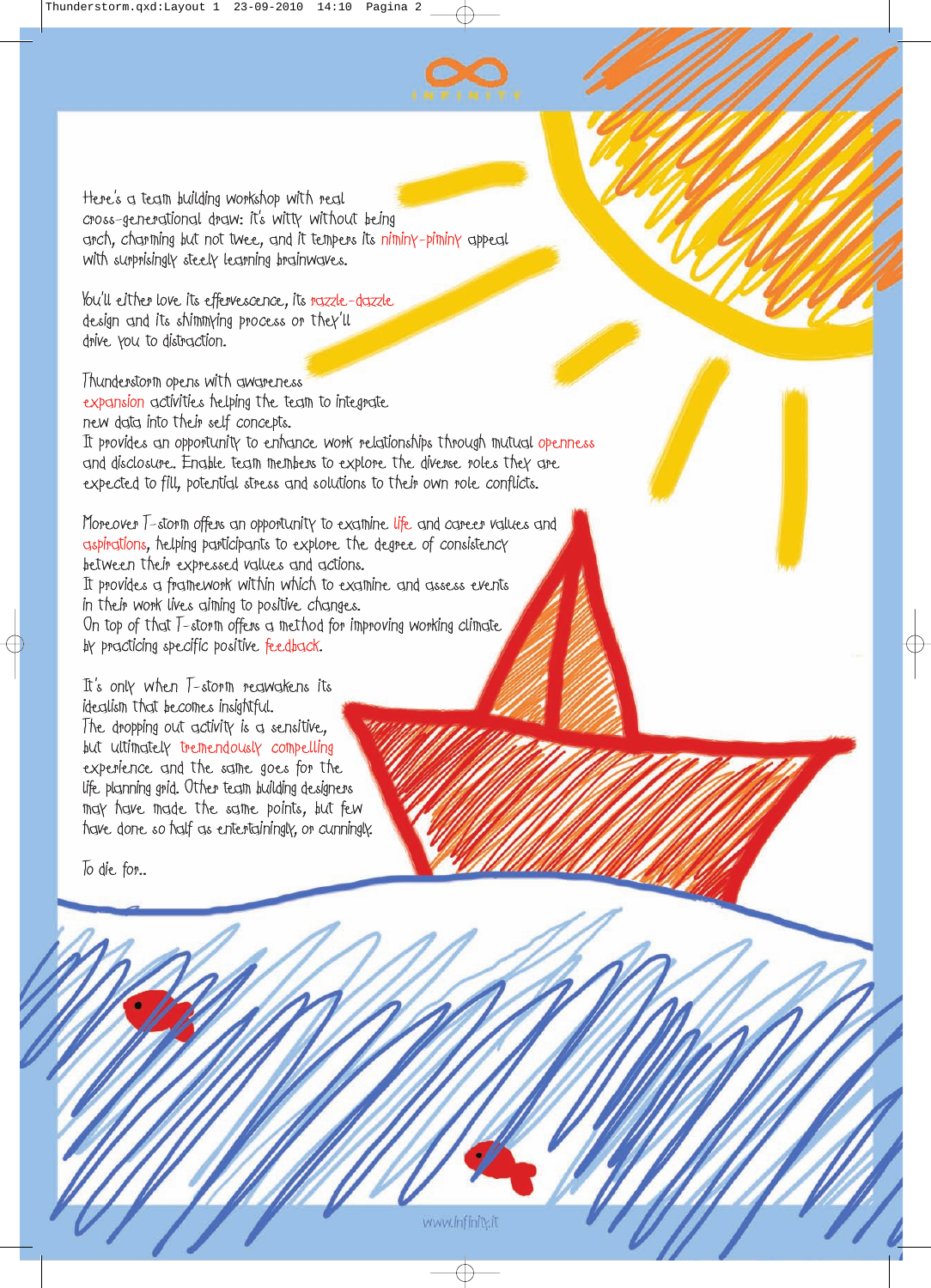Here's a team building workshop with real cross-generational draw: it's witty without being arch, charming but not twee, and it tempers its niminy-piminy appeal with surprisingly steely learning brainwaves.

You'll either love its effervescence, its razzle-dazzle design and its shimmying process or they'll drive you to distraction.

Thunderstorm opens with awareness expansion activities helping the team to integrate new data into their self concepts.
It provides an opportunity to enhance work relationships through mutual openness and disclosure. Enable team members to explore the diverse roles they are expected to fill, potential stress and solutions to their own role conflicts.

Moreover T-storm offers an opportunity to examine life and career values and aspirations, helping participants to explore the degree of consistency between their expressed values and actions.
It provides a framework within which to examine and assess events in their work lives aiming to positive changes.
On top of that T-storm offers a method for improving working climate by practicing specific positive feedback.

It's only when T-storm reawakens its idealism that becomes insightful.
The dropping out activity is a sensitive, but ultimately tremendously compelling experience and the same goes for the life planning grid. Other team building designers may have made the same points, but few have done so half as entertainingly, or cunningly.

To die for..

www.infinity.it